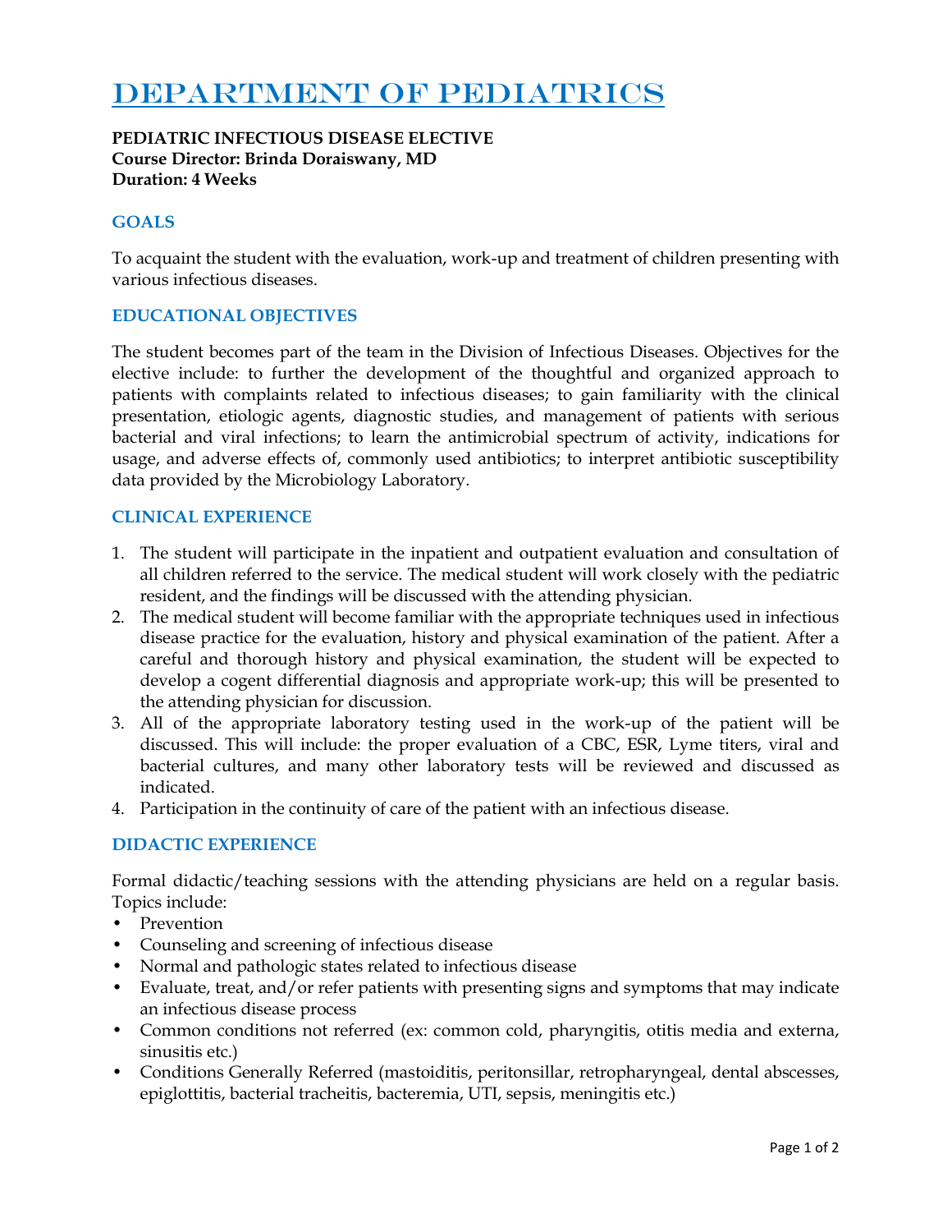# DEPARTMENT OF PEDIATRICS

**PEDIATRIC INFECTIOUS DISEASE ELECTIVE**
**Course Director: Brinda Doraiswany, MD**
**Duration: 4 Weeks**

## GOALS

To acquaint the student with the evaluation, work-up and treatment of children presenting with various infectious diseases.

## EDUCATIONAL OBJECTIVES

The student becomes part of the team in the Division of Infectious Diseases. Objectives for the elective include: to further the development of the thoughtful and organized approach to patients with complaints related to infectious diseases; to gain familiarity with the clinical presentation, etiologic agents, diagnostic studies, and management of patients with serious bacterial and viral infections; to learn the antimicrobial spectrum of activity, indications for usage, and adverse effects of, commonly used antibiotics; to interpret antibiotic susceptibility data provided by the Microbiology Laboratory.

## CLINICAL EXPERIENCE

1. The student will participate in the inpatient and outpatient evaluation and consultation of all children referred to the service. The medical student will work closely with the pediatric resident, and the findings will be discussed with the attending physician.
2. The medical student will become familiar with the appropriate techniques used in infectious disease practice for the evaluation, history and physical examination of the patient. After a careful and thorough history and physical examination, the student will be expected to develop a cogent differential diagnosis and appropriate work-up; this will be presented to the attending physician for discussion.
3. All of the appropriate laboratory testing used in the work-up of the patient will be discussed. This will include: the proper evaluation of a CBC, ESR, Lyme titers, viral and bacterial cultures, and many other laboratory tests will be reviewed and discussed as indicated.
4. Participation in the continuity of care of the patient with an infectious disease.

## DIDACTIC EXPERIENCE

Formal didactic/teaching sessions with the attending physicians are held on a regular basis. Topics include:

- Prevention
- Counseling and screening of infectious disease
- Normal and pathologic states related to infectious disease
- Evaluate, treat, and/or refer patients with presenting signs and symptoms that may indicate an infectious disease process
- Common conditions not referred (ex: common cold, pharyngitis, otitis media and externa, sinusitis etc.)
- Conditions Generally Referred (mastoiditis, peritonsillar, retropharyngeal, dental abscesses, epiglottitis, bacterial tracheitis, bacteremia, UTI, sepsis, meningitis etc.)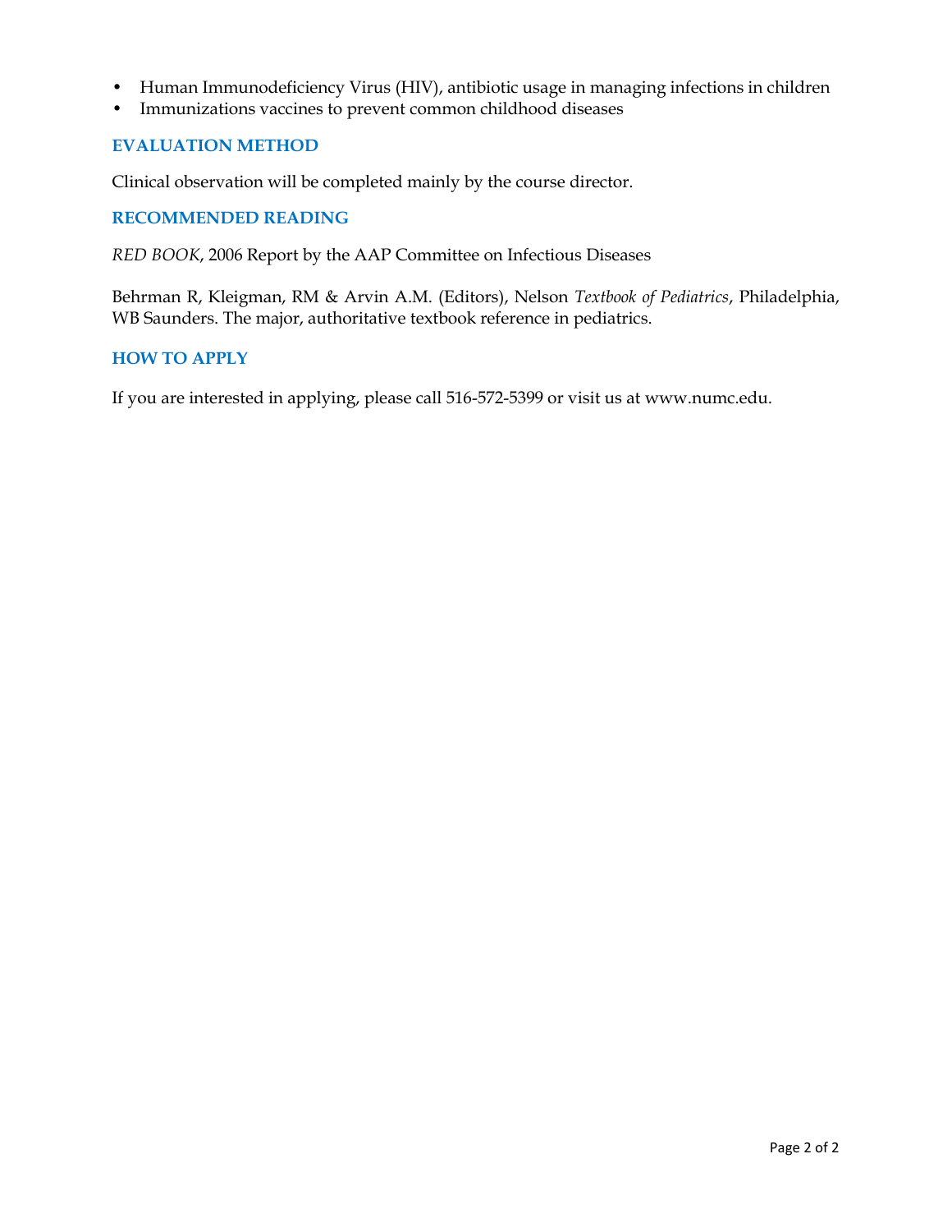- Human Immunodeficiency Virus (HIV), antibiotic usage in managing infections in children
- Immunizations vaccines to prevent common childhood diseases

## EVALUATION METHOD

Clinical observation will be completed mainly by the course director.

## RECOMMENDED READING

*RED BOOK*, 2006 Report by the AAP Committee on Infectious Diseases

Behrman R, Kleigman, RM & Arvin A.M. (Editors), Nelson *Textbook of Pediatrics*, Philadelphia, WB Saunders. The major, authoritative textbook reference in pediatrics.

## HOW TO APPLY

If you are interested in applying, please call 516-572-5399 or visit us at www.numc.edu.